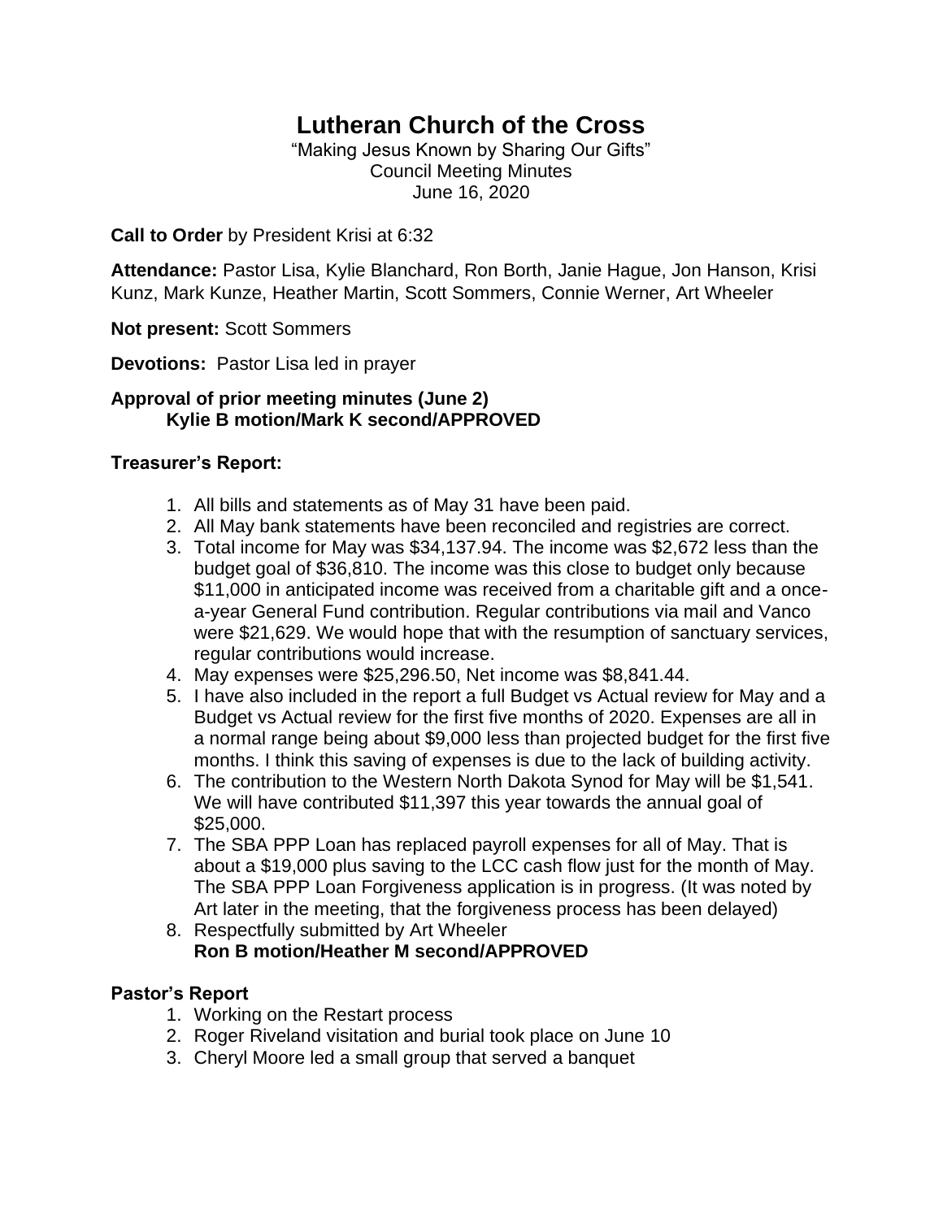# Lutheran Church of the Cross

"Making Jesus Known by Sharing Our Gifts"
Council Meeting Minutes
June 16, 2020

**Call to Order** by President Krisi at 6:32

**Attendance:** Pastor Lisa, Kylie Blanchard, Ron Borth, Janie Hague, Jon Hanson, Krisi Kunz, Mark Kunze, Heather Martin, Scott Sommers, Connie Werner, Art Wheeler

**Not present:** Scott Sommers

**Devotions:** Pastor Lisa led in prayer

**Approval of prior meeting minutes (June 2)**
**Kylie B motion/Mark K second/APPROVED**

**Treasurer's Report:**

1. All bills and statements as of May 31 have been paid.
2. All May bank statements have been reconciled and registries are correct.
3. Total income for May was $34,137.94. The income was $2,672 less than the budget goal of $36,810. The income was this close to budget only because $11,000 in anticipated income was received from a charitable gift and a once-a-year General Fund contribution. Regular contributions via mail and Vanco were $21,629. We would hope that with the resumption of sanctuary services, regular contributions would increase.
4. May expenses were $25,296.50, Net income was $8,841.44.
5. I have also included in the report a full Budget vs Actual review for May and a Budget vs Actual review for the first five months of 2020. Expenses are all in a normal range being about $9,000 less than projected budget for the first five months. I think this saving of expenses is due to the lack of building activity.
6. The contribution to the Western North Dakota Synod for May will be $1,541. We will have contributed $11,397 this year towards the annual goal of $25,000.
7. The SBA PPP Loan has replaced payroll expenses for all of May. That is about a $19,000 plus saving to the LCC cash flow just for the month of May. The SBA PPP Loan Forgiveness application is in progress. (It was noted by Art later in the meeting, that the forgiveness process has been delayed)
8. Respectfully submitted by Art Wheeler
   **Ron B motion/Heather M second/APPROVED**

**Pastor's Report**

1. Working on the Restart process
2. Roger Riveland visitation and burial took place on June 10
3. Cheryl Moore led a small group that served a banquet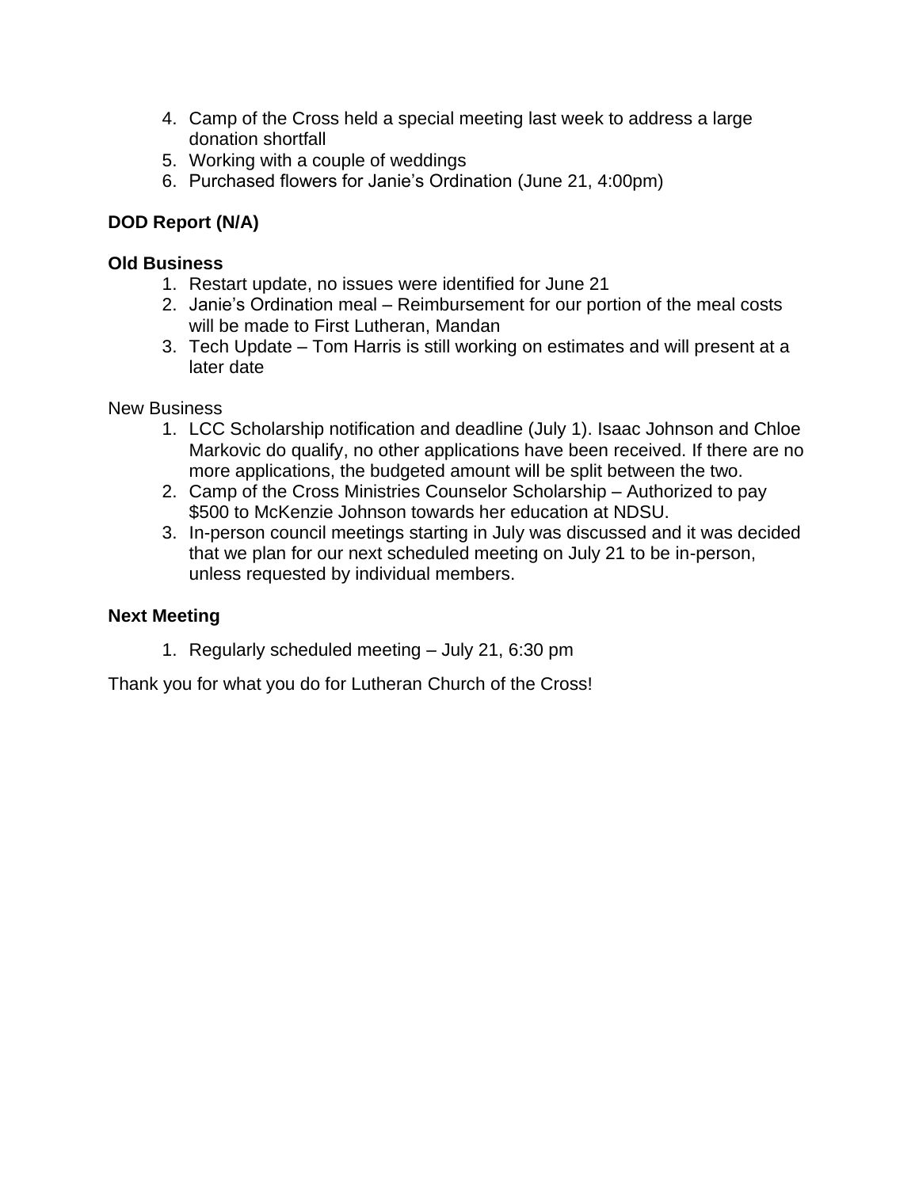4. Camp of the Cross held a special meeting last week to address a large donation shortfall
5. Working with a couple of weddings
6. Purchased flowers for Janie's Ordination (June 21, 4:00pm)

**DOD Report (N/A)**

**Old Business**

1. Restart update, no issues were identified for June 21
2. Janie's Ordination meal – Reimbursement for our portion of the meal costs will be made to First Lutheran, Mandan
3. Tech Update – Tom Harris is still working on estimates and will present at a later date

New Business

1. LCC Scholarship notification and deadline (July 1). Isaac Johnson and Chloe Markovic do qualify, no other applications have been received. If there are no more applications, the budgeted amount will be split between the two.
2. Camp of the Cross Ministries Counselor Scholarship – Authorized to pay $500 to McKenzie Johnson towards her education at NDSU.
3. In-person council meetings starting in July was discussed and it was decided that we plan for our next scheduled meeting on July 21 to be in-person, unless requested by individual members.

**Next Meeting**

1. Regularly scheduled meeting – July 21, 6:30 pm

Thank you for what you do for Lutheran Church of the Cross!